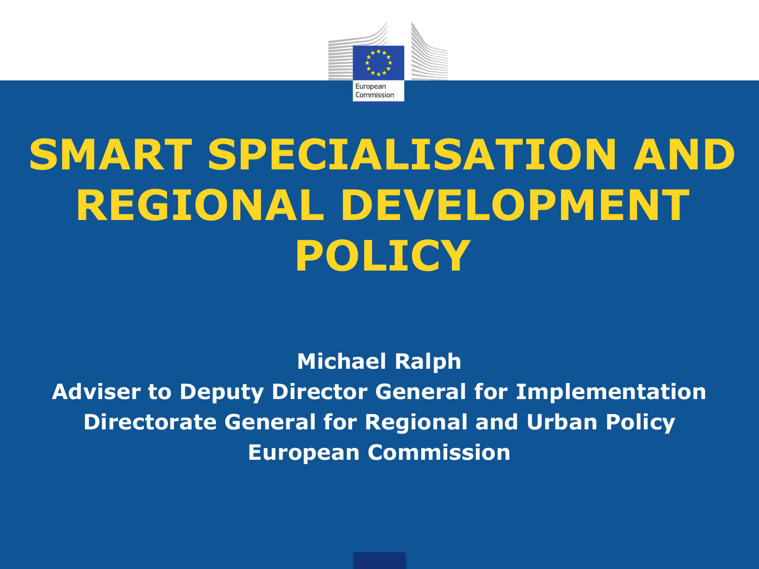# SMART SPECIALISATION AND REGIONAL DEVELOPMENT POLICY

**Michael Ralph**

**Adviser to Deputy Director General for Implementation**

**Directorate General for Regional and Urban Policy**

**European Commission**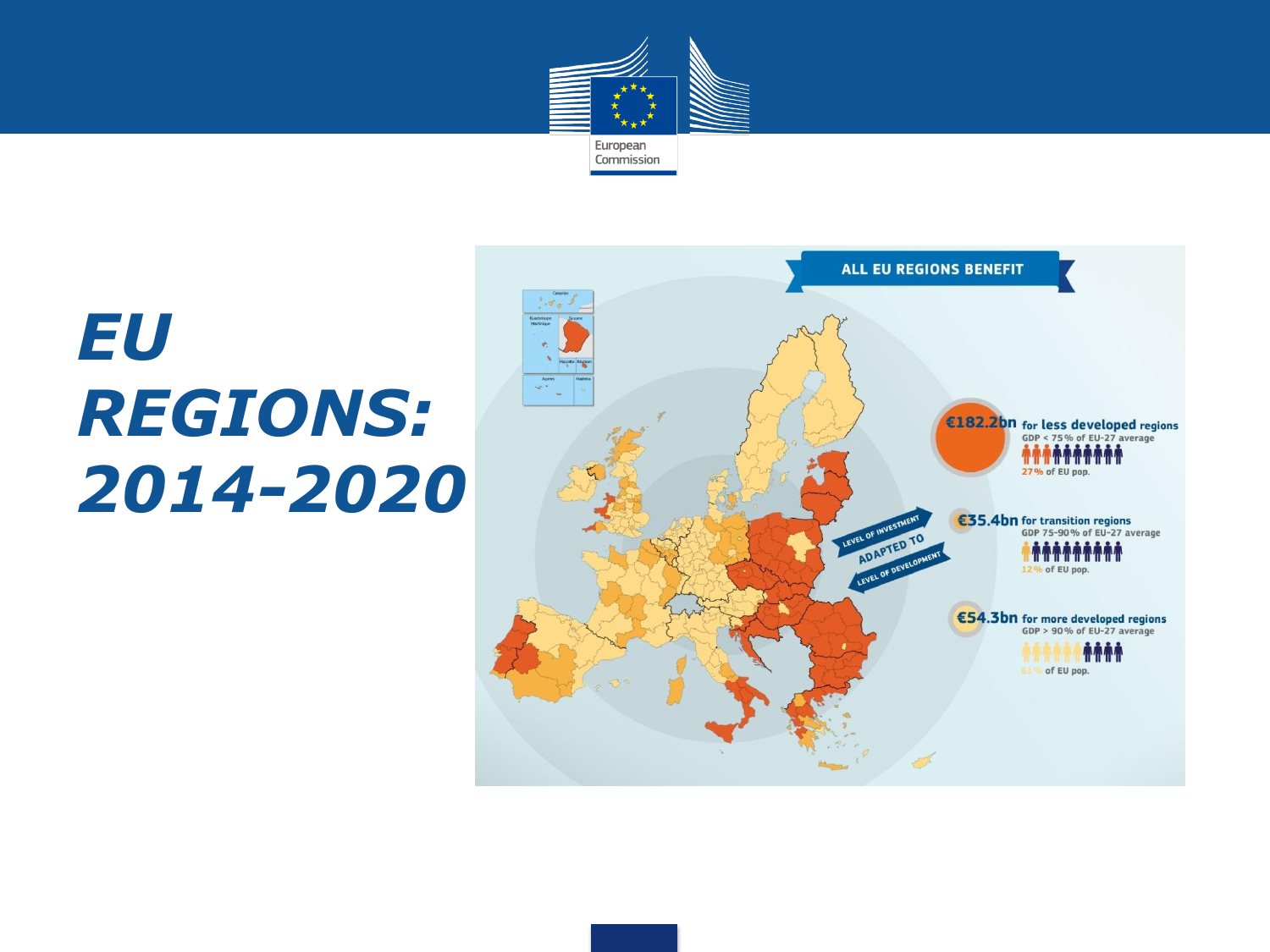# *EU REGIONS: 2014-2020*

ALL EU REGIONS BENEFIT

LEVEL OF INVESTMENT ADAPTED TO LEVEL OF DEVELOPMENT

**€182.2bn** for less developed regions
GDP < 75% of EU-27 average
27% of EU pop.

**€35.4bn** for transition regions
GDP 75-90% of EU-27 average
12% of EU pop.

**€54.3bn** for more developed regions
GDP > 90% of EU-27 average
61% of EU pop.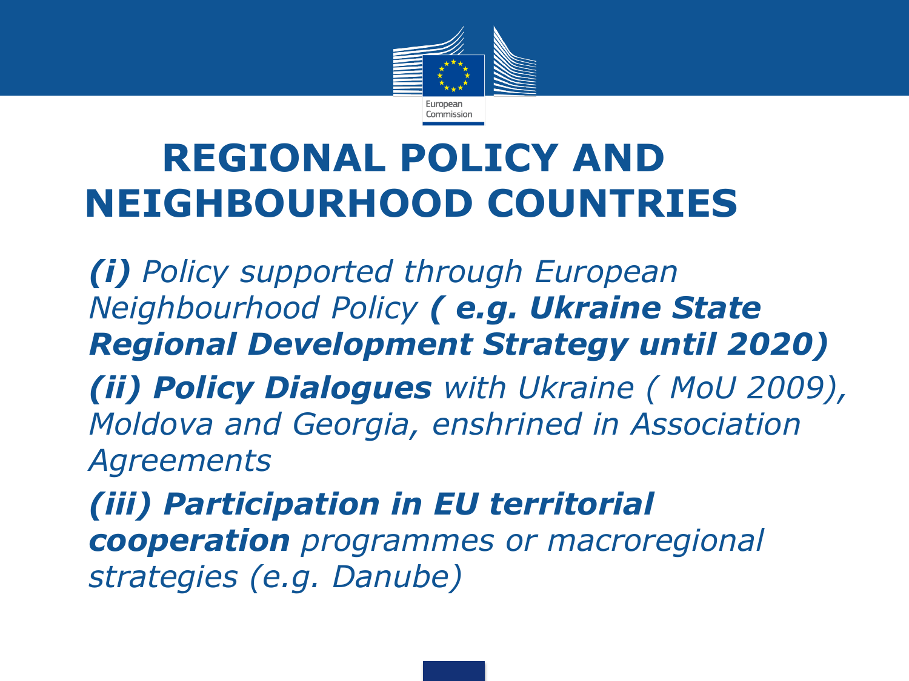# REGIONAL POLICY AND NEIGHBOURHOOD COUNTRIES

***(i)*** *Policy supported through European Neighbourhood Policy* ***( e.g. Ukraine State Regional Development Strategy until 2020)***

***(ii) Policy Dialogues*** *with Ukraine ( MoU 2009), Moldova and Georgia, enshrined in Association Agreements*

***(iii) Participation in EU territorial cooperation*** *programmes or macroregional strategies (e.g. Danube)*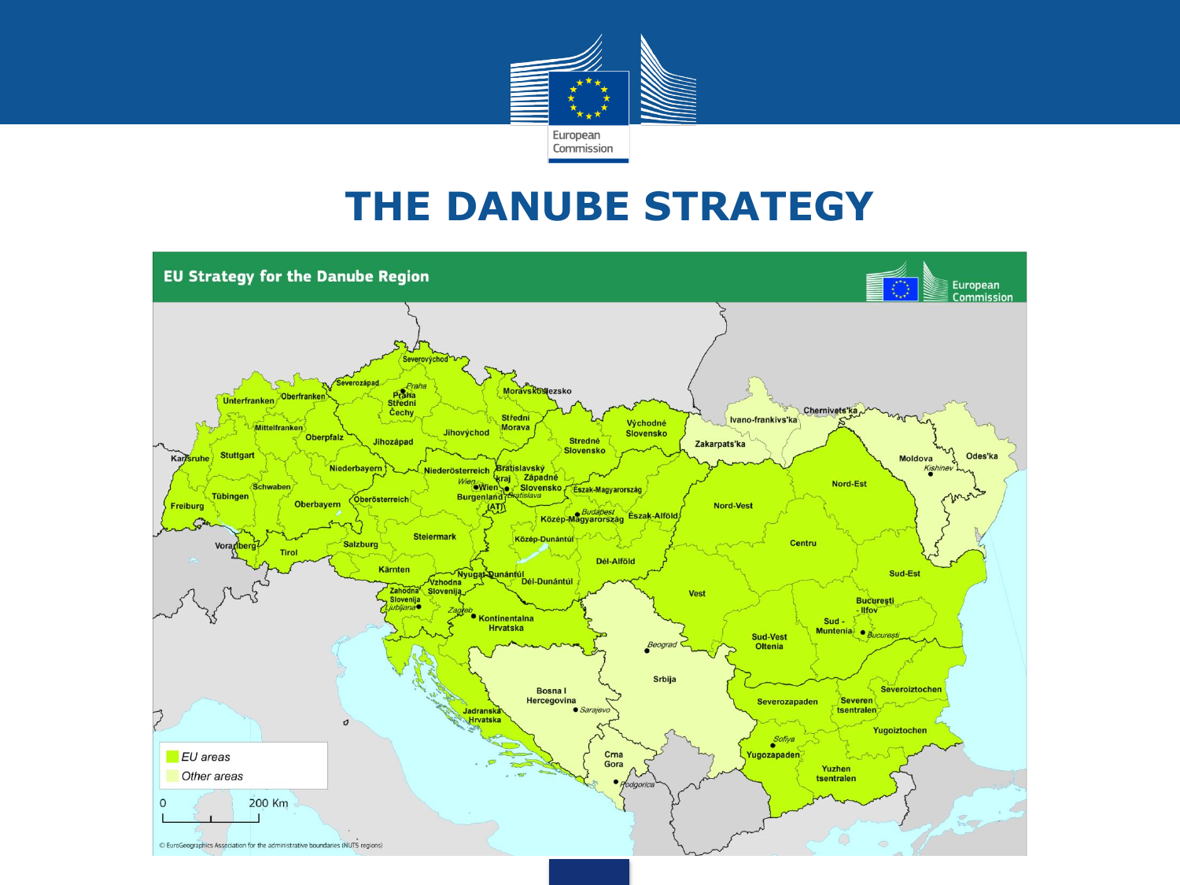# THE DANUBE STRATEGY

EU Strategy for the Danube Region

EU areas

Other areas

0 200 Km

© EuroGeographics Association for the administrative boundaries (NUTS regions)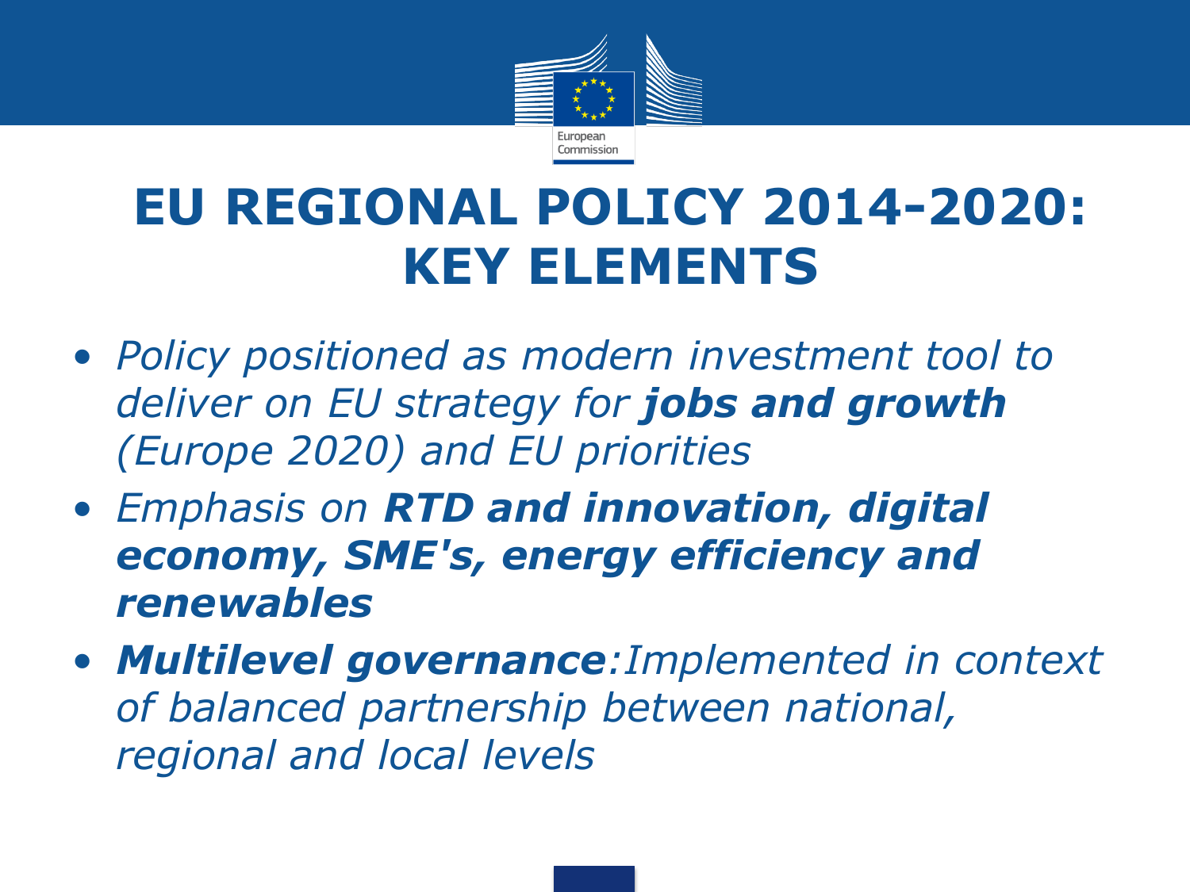# EU REGIONAL POLICY 2014-2020: KEY ELEMENTS

- *Policy positioned as modern investment tool to deliver on EU strategy for **jobs and growth** (Europe 2020) and EU priorities*
- *Emphasis on **RTD and innovation, digital economy, SME's, energy efficiency and renewables***
- ***Multilevel governance**:Implemented in context of balanced partnership between national, regional and local levels*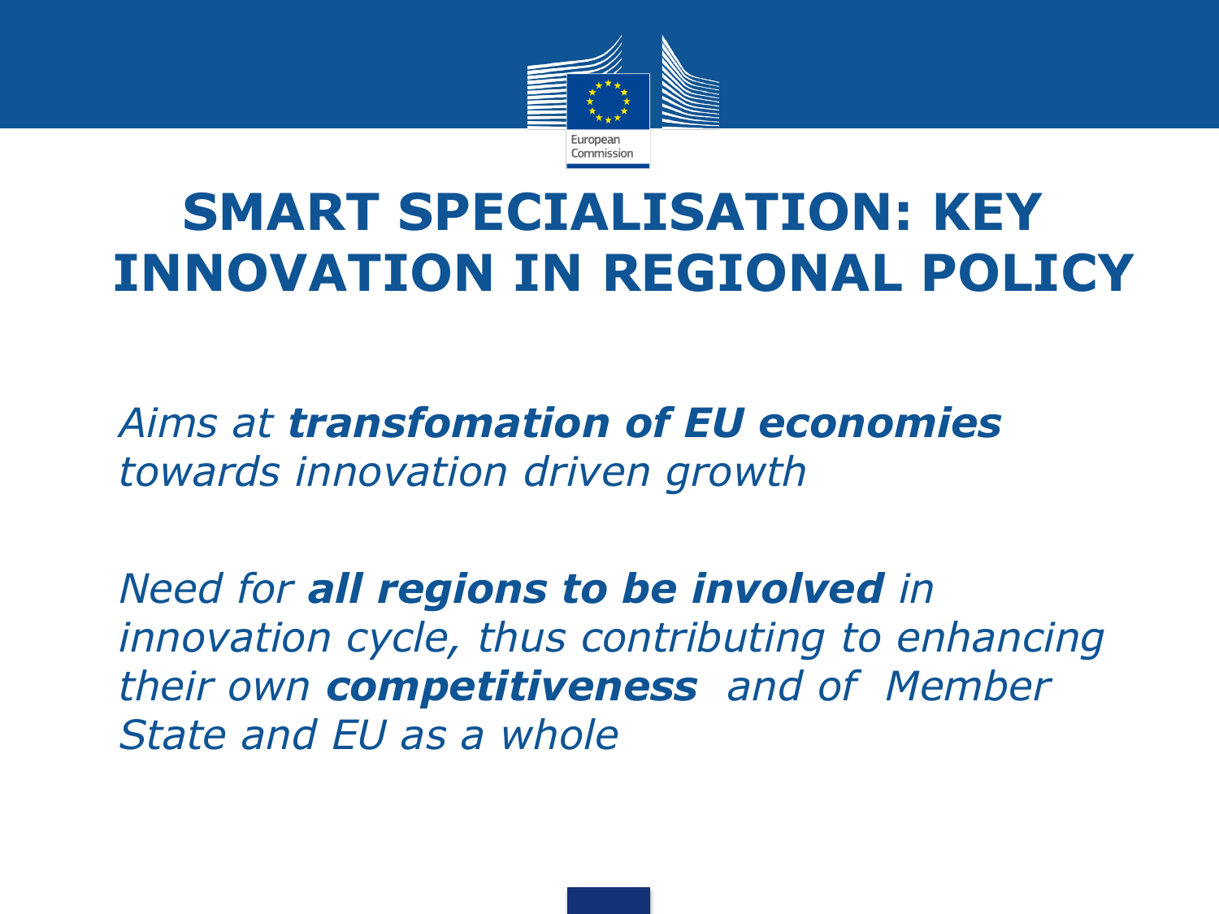# SMART SPECIALISATION: KEY INNOVATION IN REGIONAL POLICY

*Aims at* ***transfomation of EU economies*** *towards innovation driven growth*

*Need for* ***all regions to be involved*** *in innovation cycle, thus contributing to enhancing their own* ***competitiveness*** *and of Member State and EU as a whole*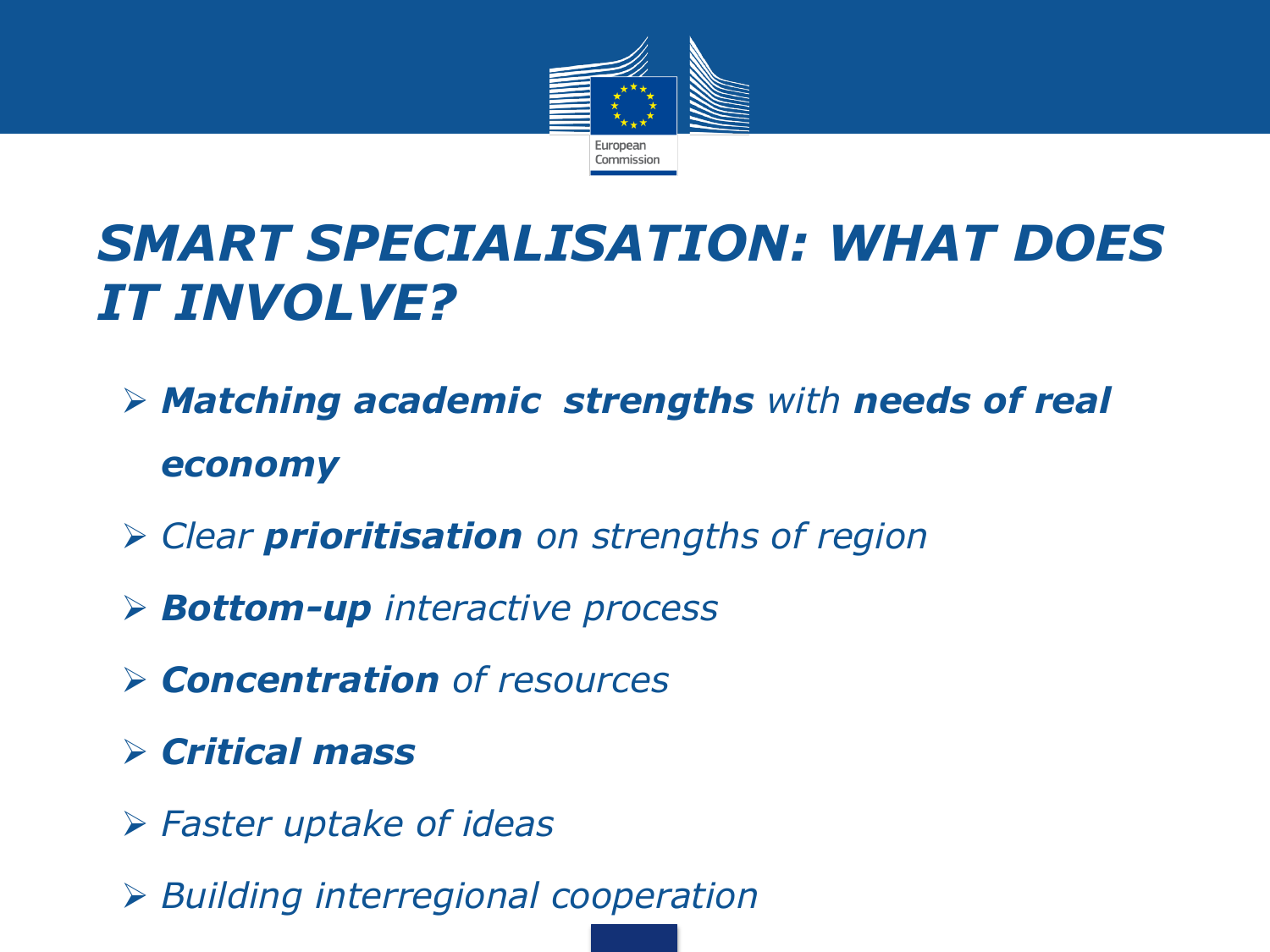# *SMART SPECIALISATION: WHAT DOES IT INVOLVE?*

- ***Matching academic strengths*** *with* ***needs of real economy***
- *Clear* ***prioritisation*** *on strengths of region*
- ***Bottom-up*** *interactive process*
- ***Concentration*** *of resources*
- ***Critical mass***
- *Faster uptake of ideas*
- *Building interregional cooperation*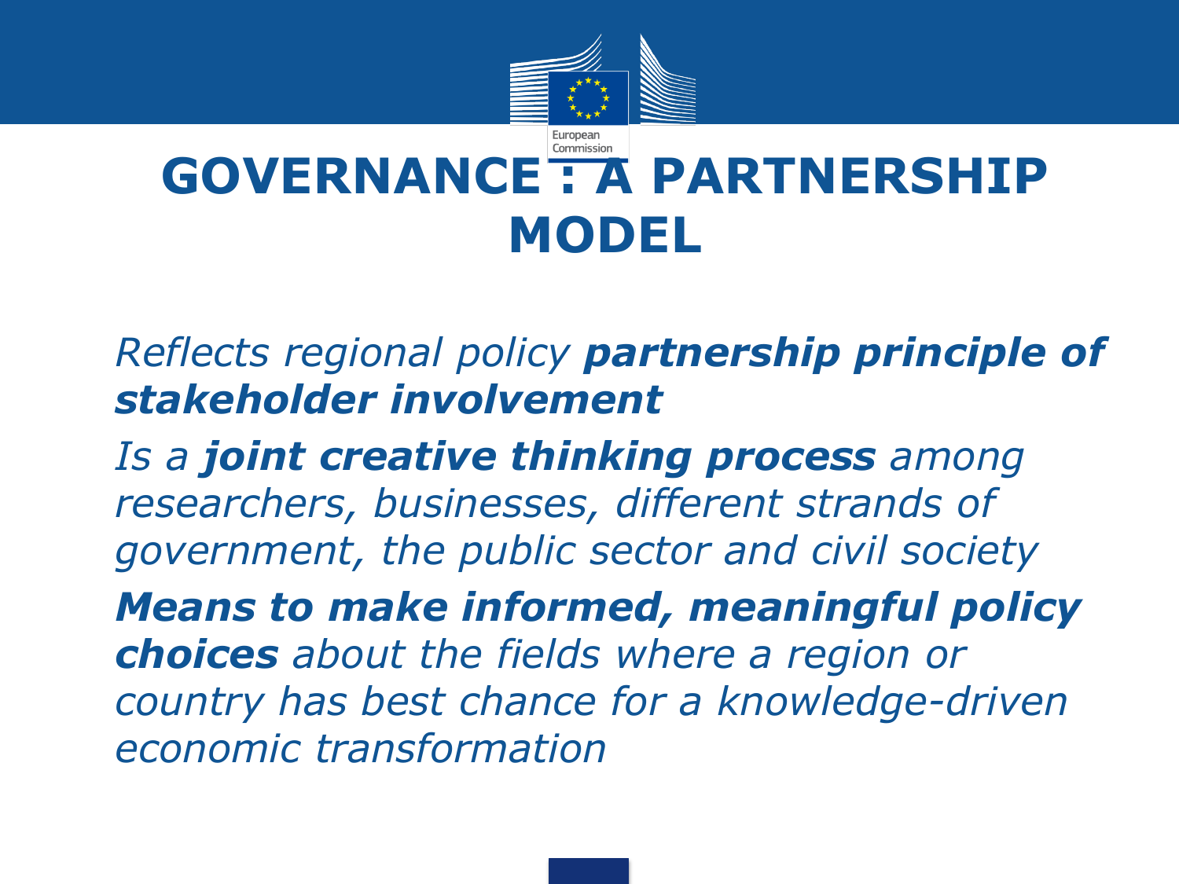# GOVERNANCE : A PARTNERSHIP MODEL

*Reflects regional policy **partnership principle of stakeholder involvement***

*Is a **joint creative thinking process** among researchers, businesses, different strands of government, the public sector and civil society*

***Means to make informed, meaningful policy choices** about the fields where a region or country has best chance for a knowledge-driven economic transformation*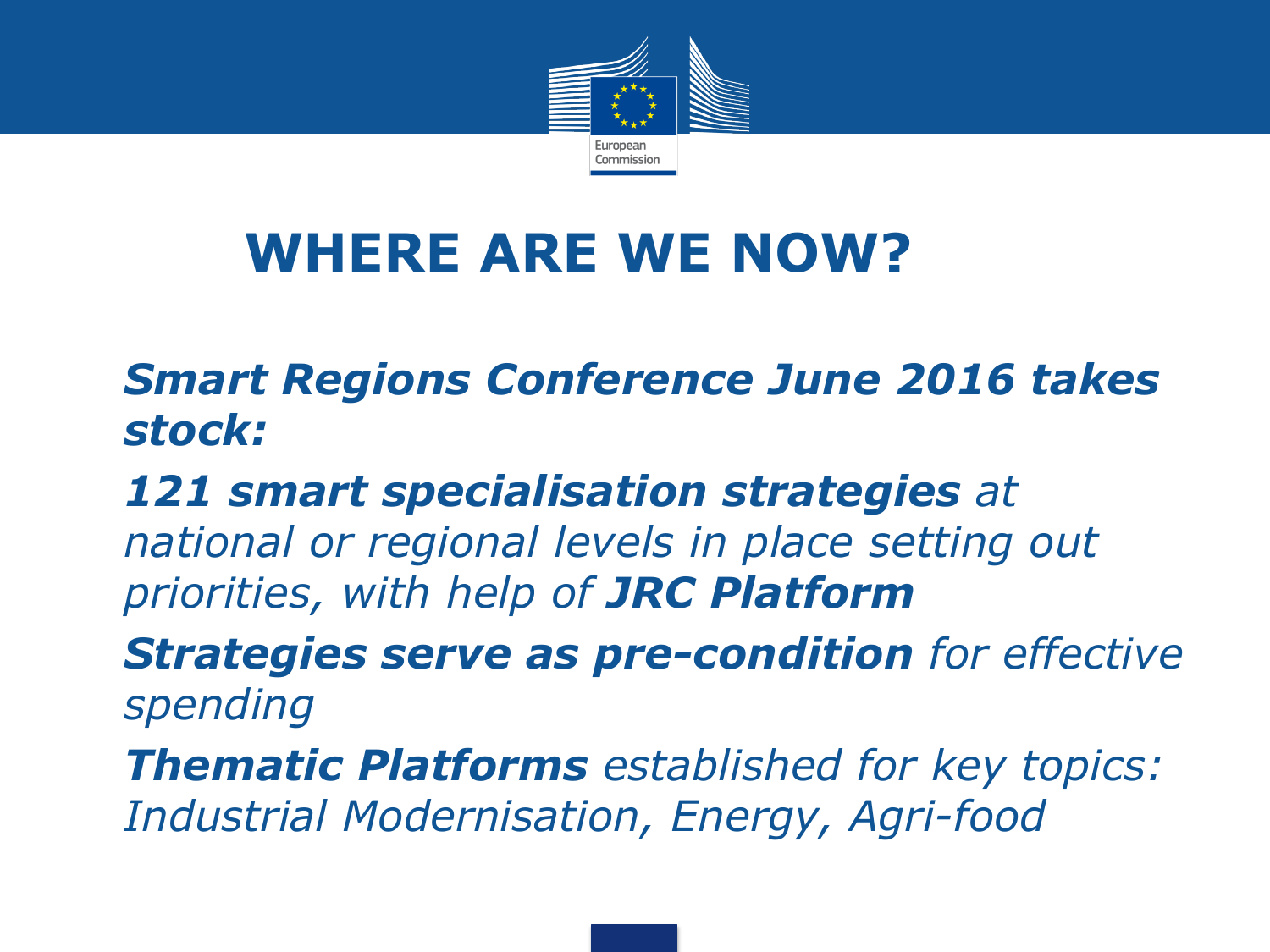# WHERE ARE WE NOW?

***Smart Regions Conference June 2016 takes stock:***

***121 smart specialisation strategies*** *at national or regional levels in place setting out priorities, with help of* ***JRC Platform***

***Strategies serve as pre-condition*** *for effective spending*

***Thematic Platforms*** *established for key topics: Industrial Modernisation, Energy, Agri-food*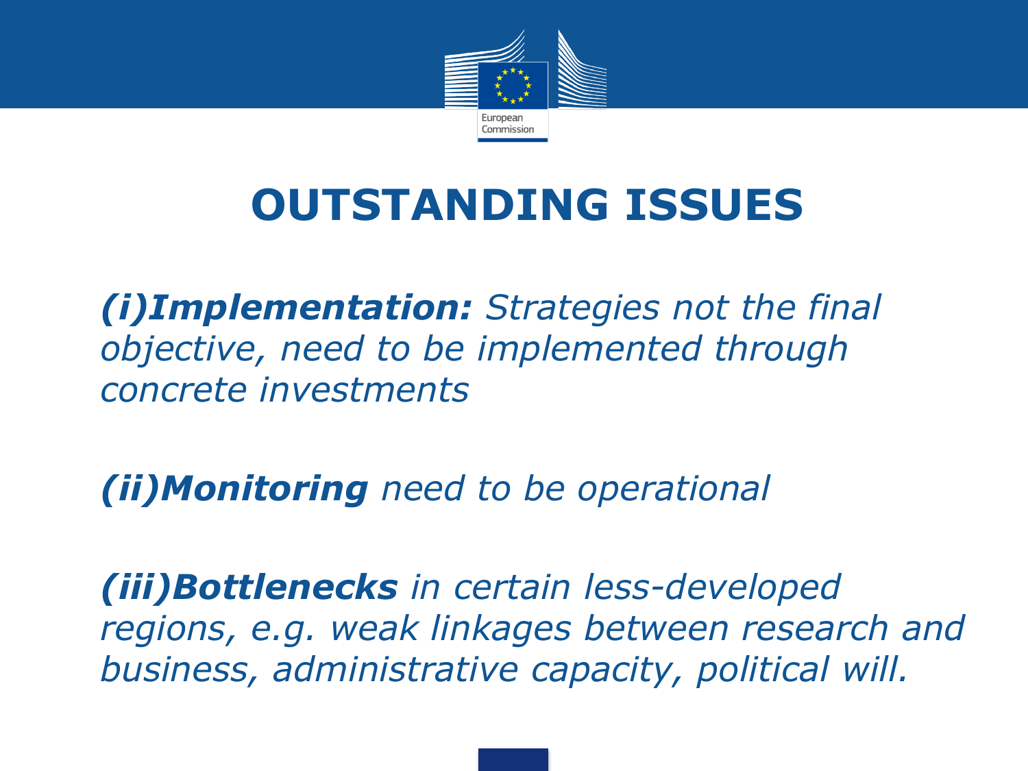# OUTSTANDING ISSUES

***(i)Implementation:*** *Strategies not the final objective, need to be implemented through concrete investments*

***(ii)Monitoring*** *need to be operational*

***(iii)Bottlenecks*** *in certain less-developed regions, e.g. weak linkages between research and business, administrative capacity, political will.*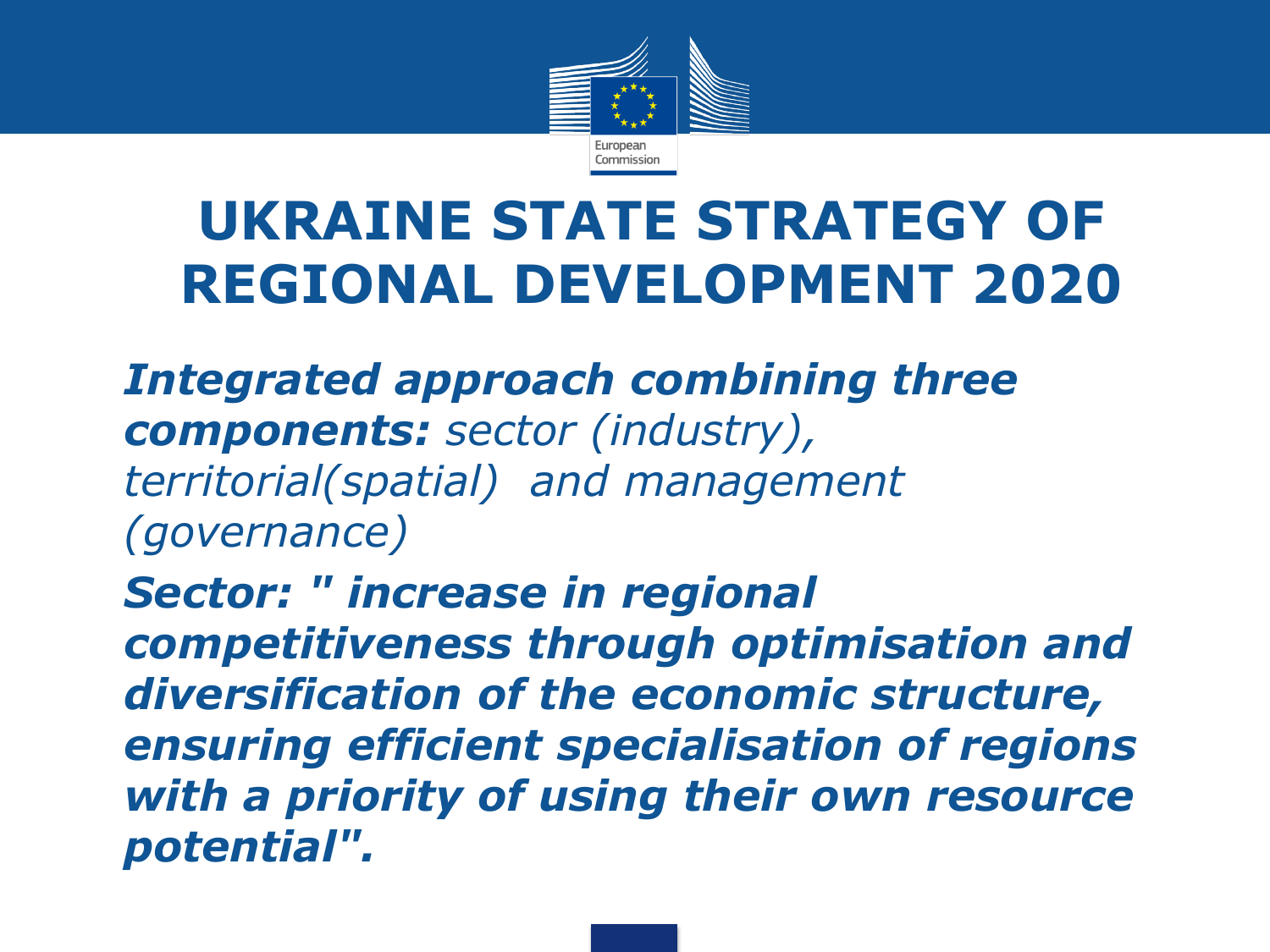# UKRAINE STATE STRATEGY OF REGIONAL DEVELOPMENT 2020

***Integrated approach combining three components:*** *sector (industry), territorial(spatial) and management (governance)*

***Sector: " increase in regional competitiveness through optimisation and diversification of the economic structure, ensuring efficient specialisation of regions with a priority of using their own resource potential".***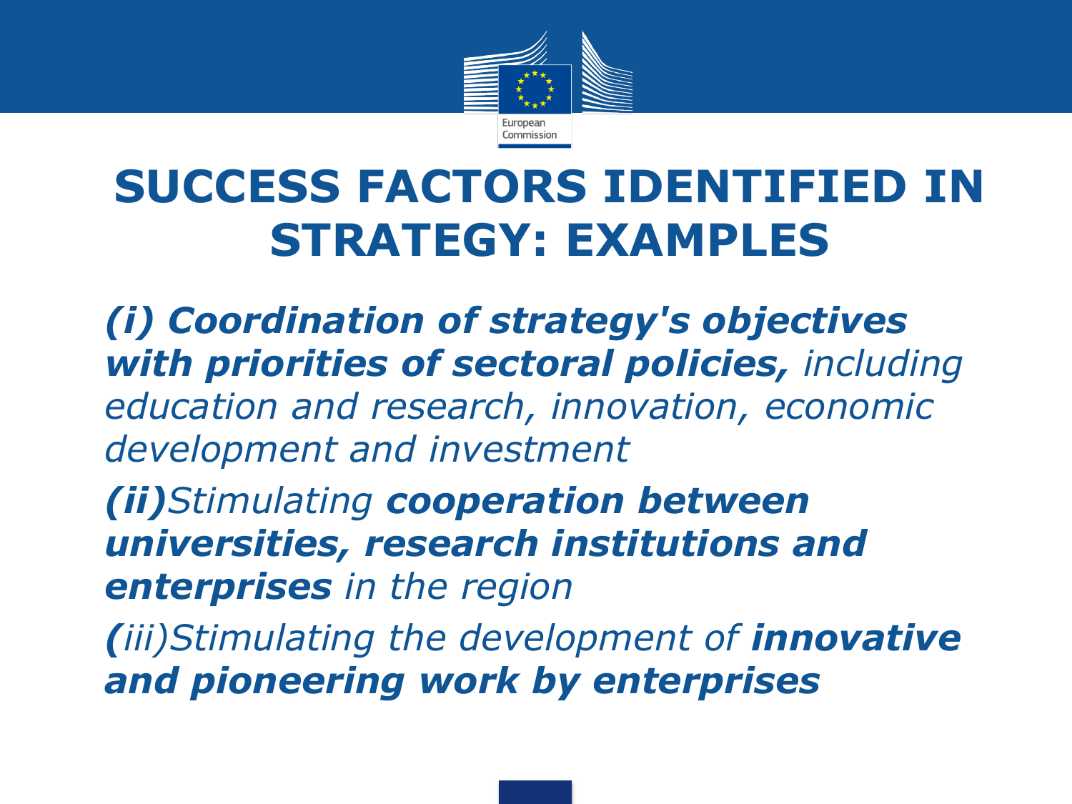# SUCCESS FACTORS IDENTIFIED IN STRATEGY: EXAMPLES

***(i) Coordination of strategy's objectives with priorities of sectoral policies,*** *including education and research, innovation, economic development and investment*

***(ii)****Stimulating* ***cooperation between universities, research institutions and enterprises*** *in the region*

***(****iii)Stimulating the development of* ***innovative and pioneering work by enterprises***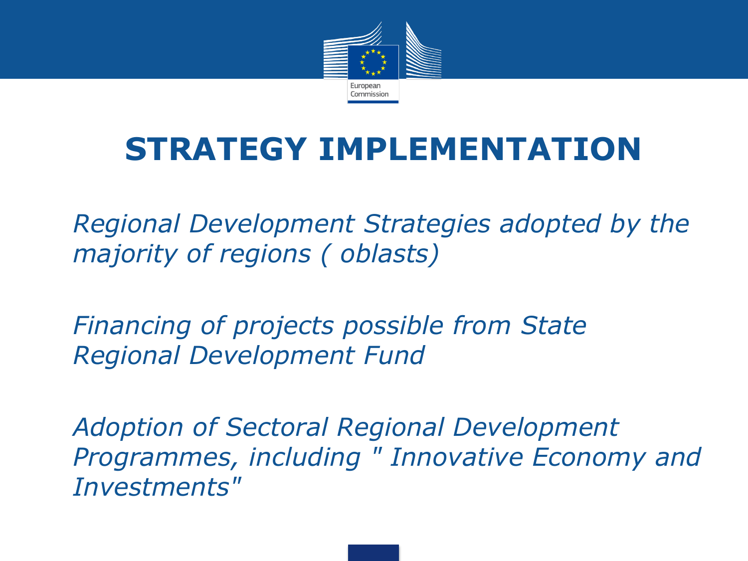# STRATEGY IMPLEMENTATION

*Regional Development Strategies adopted by the majority of regions ( oblasts)*

*Financing of projects possible from State Regional Development Fund*

*Adoption of Sectoral Regional Development Programmes, including " Innovative Economy and Investments"*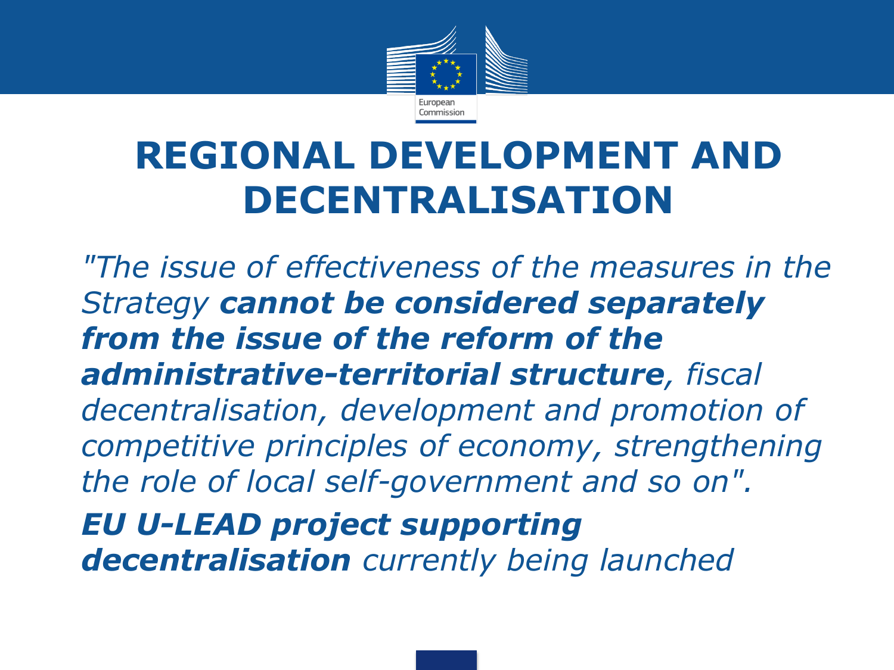# REGIONAL DEVELOPMENT AND DECENTRALISATION

*"The issue of effectiveness of the measures in the Strategy **cannot be considered separately from the issue of the reform of the administrative-territorial structure**, fiscal decentralisation, development and promotion of competitive principles of economy, strengthening the role of local self-government and so on".*

***EU U-LEAD project supporting decentralisation** currently being launched*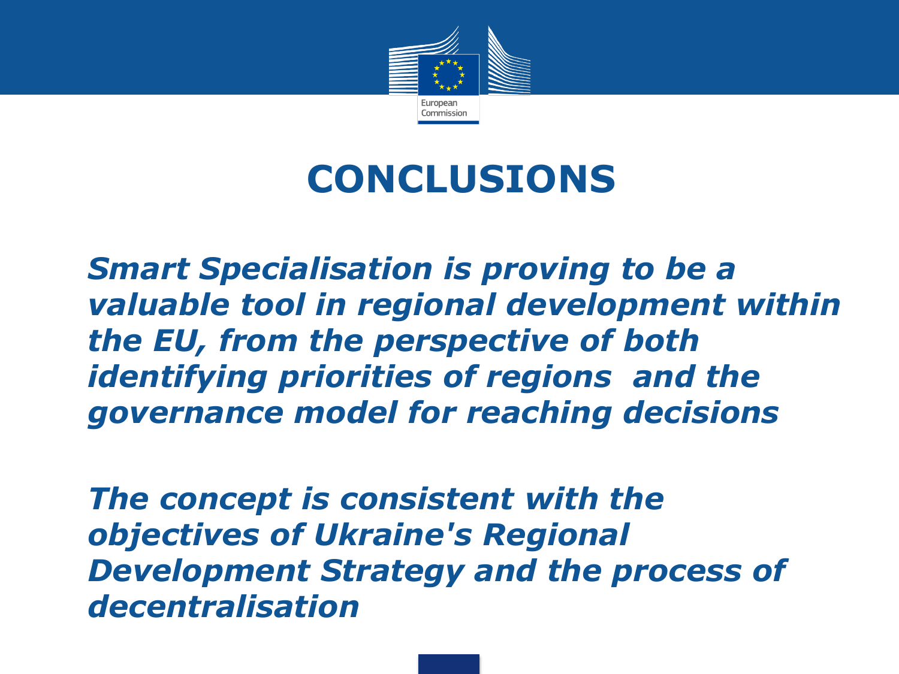# CONCLUSIONS

***Smart Specialisation is proving to be a valuable tool in regional development within the EU, from the perspective of both identifying priorities of regions and the governance model for reaching decisions***

***The concept is consistent with the objectives of Ukraine's Regional Development Strategy and the process of decentralisation***